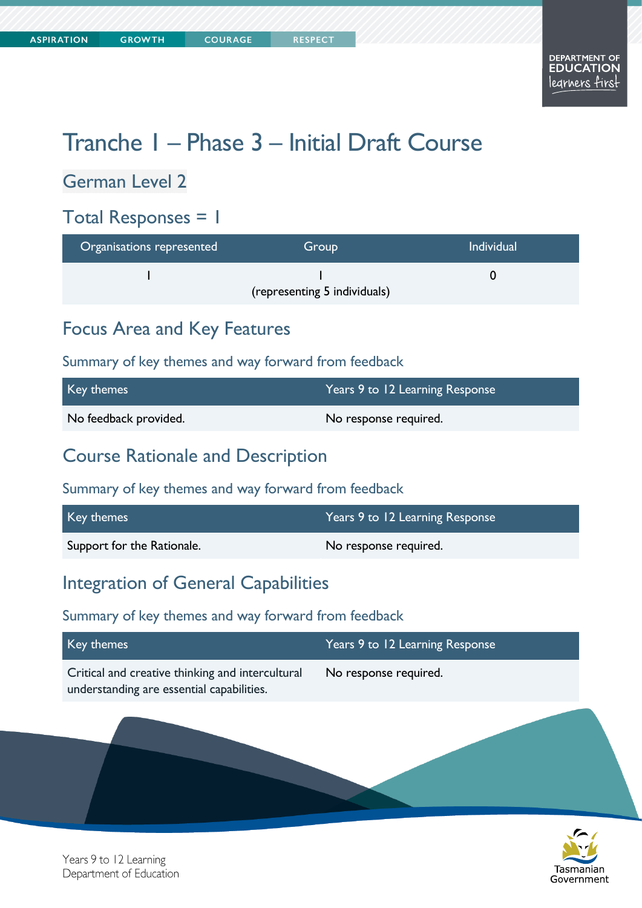# Tranche 1 – Phase 3 – Initial Draft Course

## German Level 2

## Total Responses = 1

| Organisations represented | Group | Individual |
|---|---|---|
| 1 | 1 (representing 5 individuals) | 0 |

## Focus Area and Key Features

### Summary of key themes and way forward from feedback

| Key themes | Years 9 to 12 Learning Response |
|---|---|
| No feedback provided. | No response required. |

## Course Rationale and Description

### Summary of key themes and way forward from feedback

| Key themes | Years 9 to 12 Learning Response |
|---|---|
| Support for the Rationale. | No response required. |

## Integration of General Capabilities

### Summary of key themes and way forward from feedback

| Key themes | Years 9 to 12 Learning Response |
|---|---|
| Critical and creative thinking and intercultural understanding are essential capabilities. | No response required. |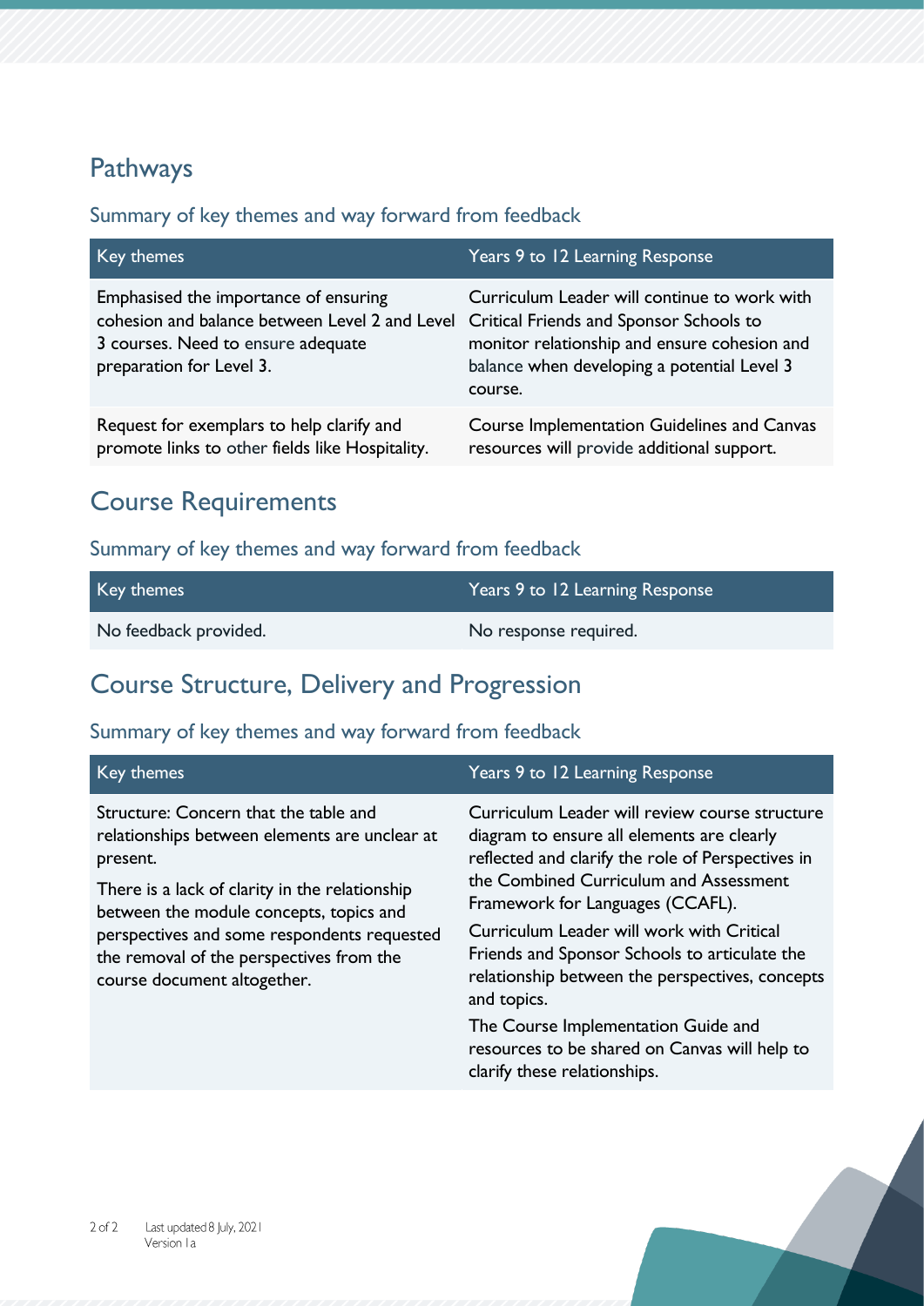## Pathways

### Summary of key themes and way forward from feedback

| Key themes | Years 9 to 12 Learning Response |
|---|---|
| Emphasised the importance of ensuring cohesion and balance between Level 2 and Level 3 courses. Need to ensure adequate preparation for Level 3. | Curriculum Leader will continue to work with Critical Friends and Sponsor Schools to monitor relationship and ensure cohesion and balance when developing a potential Level 3 course. |
| Request for exemplars to help clarify and promote links to other fields like Hospitality. | Course Implementation Guidelines and Canvas resources will provide additional support. |

## Course Requirements

### Summary of key themes and way forward from feedback

| Key themes | Years 9 to 12 Learning Response |
|---|---|
| No feedback provided. | No response required. |

## Course Structure, Delivery and Progression

### Summary of key themes and way forward from feedback

| Key themes | Years 9 to 12 Learning Response |
|---|---|
| Structure: Concern that the table and relationships between elements are unclear at present.<br><br>There is a lack of clarity in the relationship between the module concepts, topics and perspectives and some respondents requested the removal of the perspectives from the course document altogether. | Curriculum Leader will review course structure diagram to ensure all elements are clearly reflected and clarify the role of Perspectives in the Combined Curriculum and Assessment Framework for Languages (CCAFL).<br><br>Curriculum Leader will work with Critical Friends and Sponsor Schools to articulate the relationship between the perspectives, concepts and topics.<br><br>The Course Implementation Guide and resources to be shared on Canvas will help to clarify these relationships. |

Last updated 8 July, 2021
Version 1a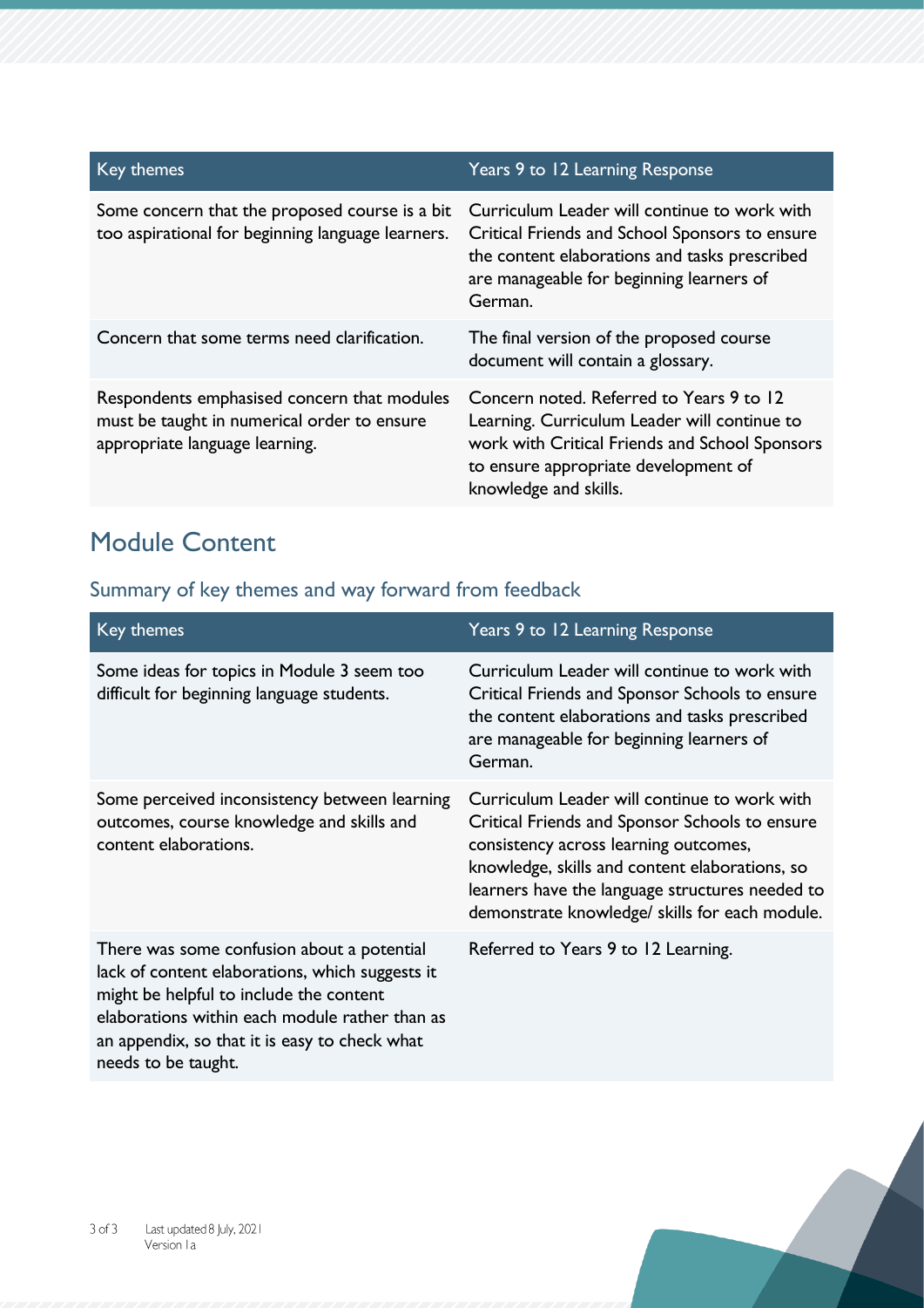| Key themes | Years 9 to 12 Learning Response |
| --- | --- |
| Some concern that the proposed course is a bit too aspirational for beginning language learners. | Curriculum Leader will continue to work with Critical Friends and School Sponsors to ensure the content elaborations and tasks prescribed are manageable for beginning learners of German. |
| Concern that some terms need clarification. | The final version of the proposed course document will contain a glossary. |
| Respondents emphasised concern that modules must be taught in numerical order to ensure appropriate language learning. | Concern noted. Referred to Years 9 to 12 Learning. Curriculum Leader will continue to work with Critical Friends and School Sponsors to ensure appropriate development of knowledge and skills. |

## Module Content

### Summary of key themes and way forward from feedback

| Key themes | Years 9 to 12 Learning Response |
| --- | --- |
| Some ideas for topics in Module 3 seem too difficult for beginning language students. | Curriculum Leader will continue to work with Critical Friends and Sponsor Schools to ensure the content elaborations and tasks prescribed are manageable for beginning learners of German. |
| Some perceived inconsistency between learning outcomes, course knowledge and skills and content elaborations. | Curriculum Leader will continue to work with Critical Friends and Sponsor Schools to ensure consistency across learning outcomes, knowledge, skills and content elaborations, so learners have the language structures needed to demonstrate knowledge/ skills for each module. |
| There was some confusion about a potential lack of content elaborations, which suggests it might be helpful to include the content elaborations within each module rather than as an appendix, so that it is easy to check what needs to be taught. | Referred to Years 9 to 12 Learning. |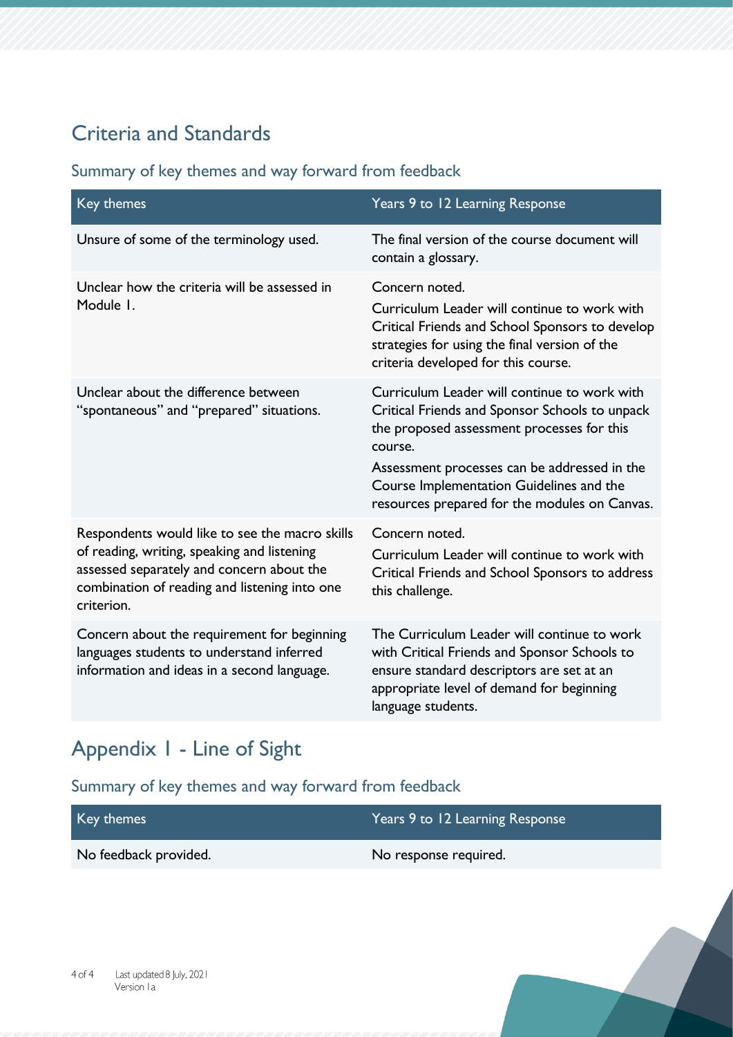## Criteria and Standards

### Summary of key themes and way forward from feedback

| Key themes | Years 9 to 12 Learning Response |
|---|---|
| Unsure of some of the terminology used. | The final version of the course document will contain a glossary. |
| Unclear how the criteria will be assessed in Module 1. | Concern noted.<br>Curriculum Leader will continue to work with Critical Friends and School Sponsors to develop strategies for using the final version of the criteria developed for this course. |
| Unclear about the difference between "spontaneous" and "prepared" situations. | Curriculum Leader will continue to work with Critical Friends and Sponsor Schools to unpack the proposed assessment processes for this course.<br>Assessment processes can be addressed in the Course Implementation Guidelines and the resources prepared for the modules on Canvas. |
| Respondents would like to see the macro skills of reading, writing, speaking and listening assessed separately and concern about the combination of reading and listening into one criterion. | Concern noted.<br>Curriculum Leader will continue to work with Critical Friends and School Sponsors to address this challenge. |
| Concern about the requirement for beginning languages students to understand inferred information and ideas in a second language. | The Curriculum Leader will continue to work with Critical Friends and Sponsor Schools to ensure standard descriptors are set at an appropriate level of demand for beginning language students. |

## Appendix 1 - Line of Sight

### Summary of key themes and way forward from feedback

| Key themes | Years 9 to 12 Learning Response |
|---|---|
| No feedback provided. | No response required. |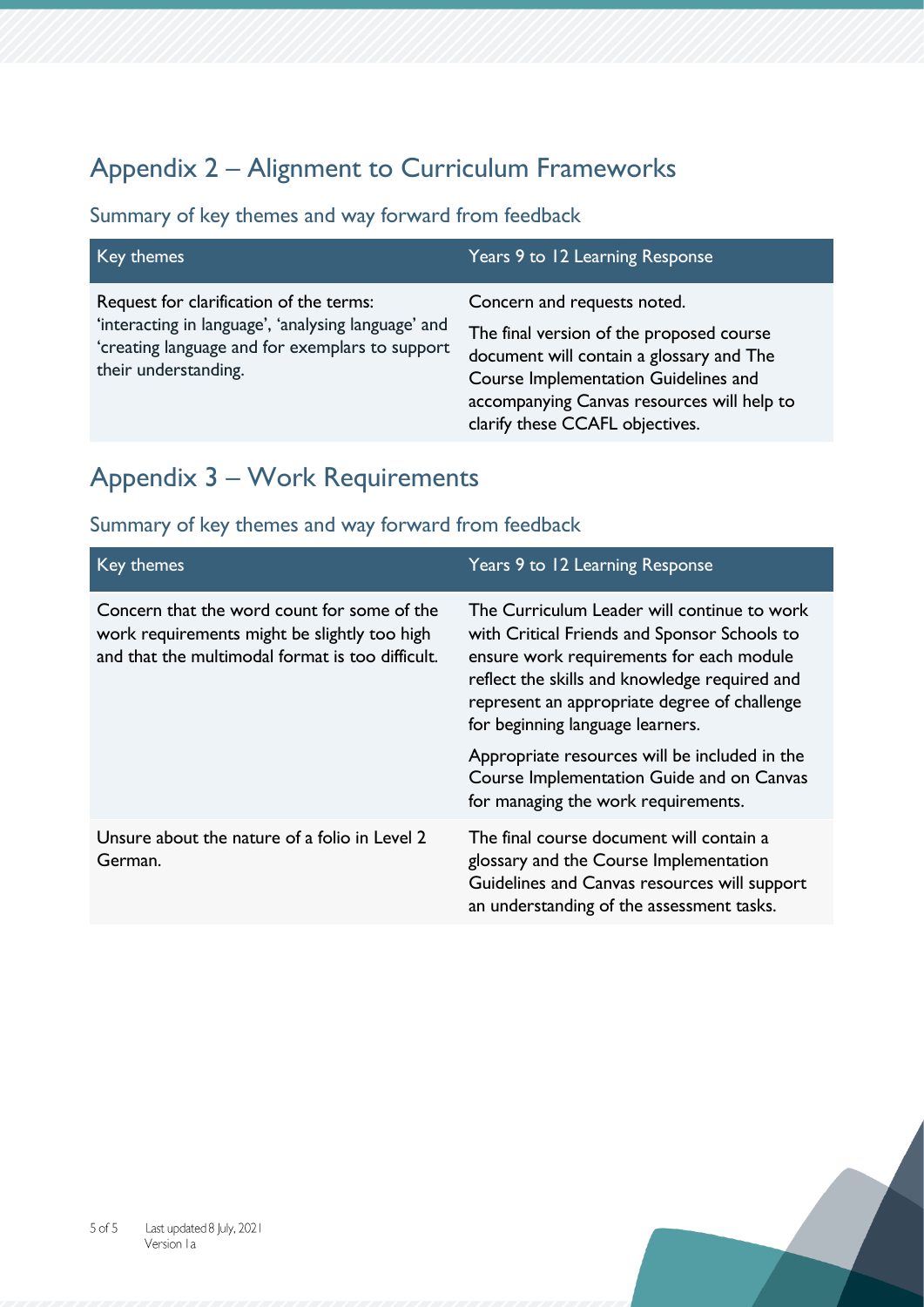## Appendix 2 – Alignment to Curriculum Frameworks

### Summary of key themes and way forward from feedback

| Key themes | Years 9 to 12 Learning Response |
|---|---|
| Request for clarification of the terms: 'interacting in language', 'analysing language' and 'creating language and for exemplars to support their understanding. | Concern and requests noted.<br><br>The final version of the proposed course document will contain a glossary and The Course Implementation Guidelines and accompanying Canvas resources will help to clarify these CCAFL objectives. |

## Appendix 3 – Work Requirements

### Summary of key themes and way forward from feedback

| Key themes | Years 9 to 12 Learning Response |
|---|---|
| Concern that the word count for some of the work requirements might be slightly too high and that the multimodal format is too difficult. | The Curriculum Leader will continue to work with Critical Friends and Sponsor Schools to ensure work requirements for each module reflect the skills and knowledge required and represent an appropriate degree of challenge for beginning language learners.<br><br>Appropriate resources will be included in the Course Implementation Guide and on Canvas for managing the work requirements. |
| Unsure about the nature of a folio in Level 2 German. | The final course document will contain a glossary and the Course Implementation Guidelines and Canvas resources will support an understanding of the assessment tasks. |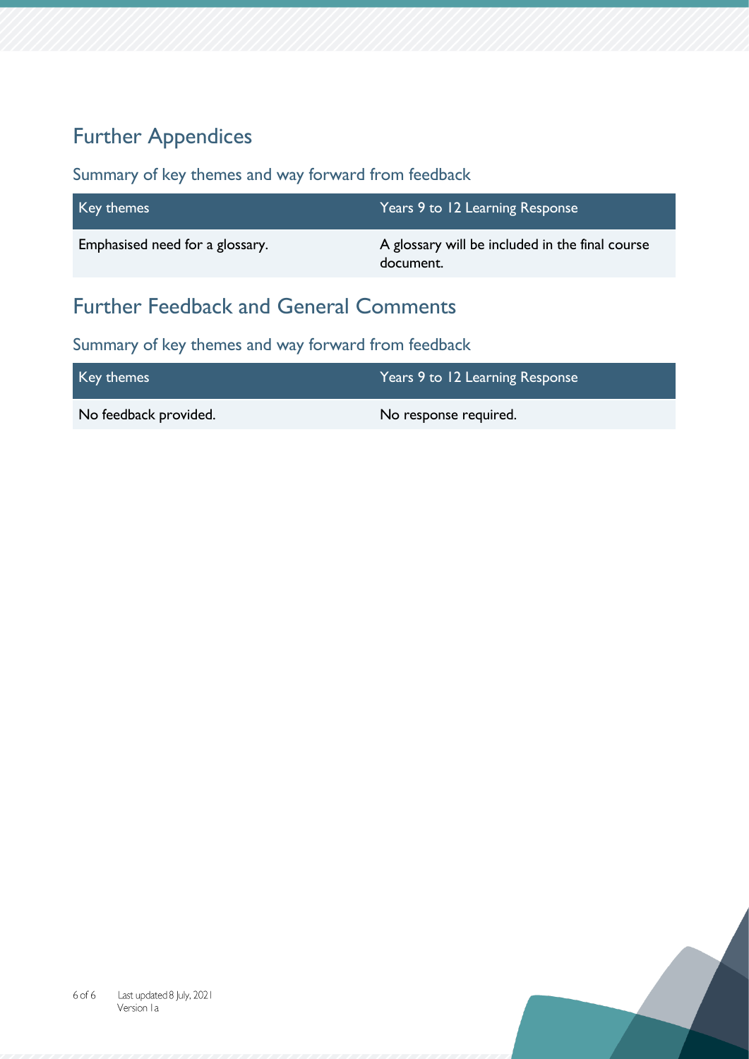## Further Appendices

### Summary of key themes and way forward from feedback

| Key themes | Years 9 to 12 Learning Response |
|---|---|
| Emphasised need for a glossary. | A glossary will be included in the final course document. |

## Further Feedback and General Comments

### Summary of key themes and way forward from feedback

| Key themes | Years 9 to 12 Learning Response |
|---|---|
| No feedback provided. | No response required. |